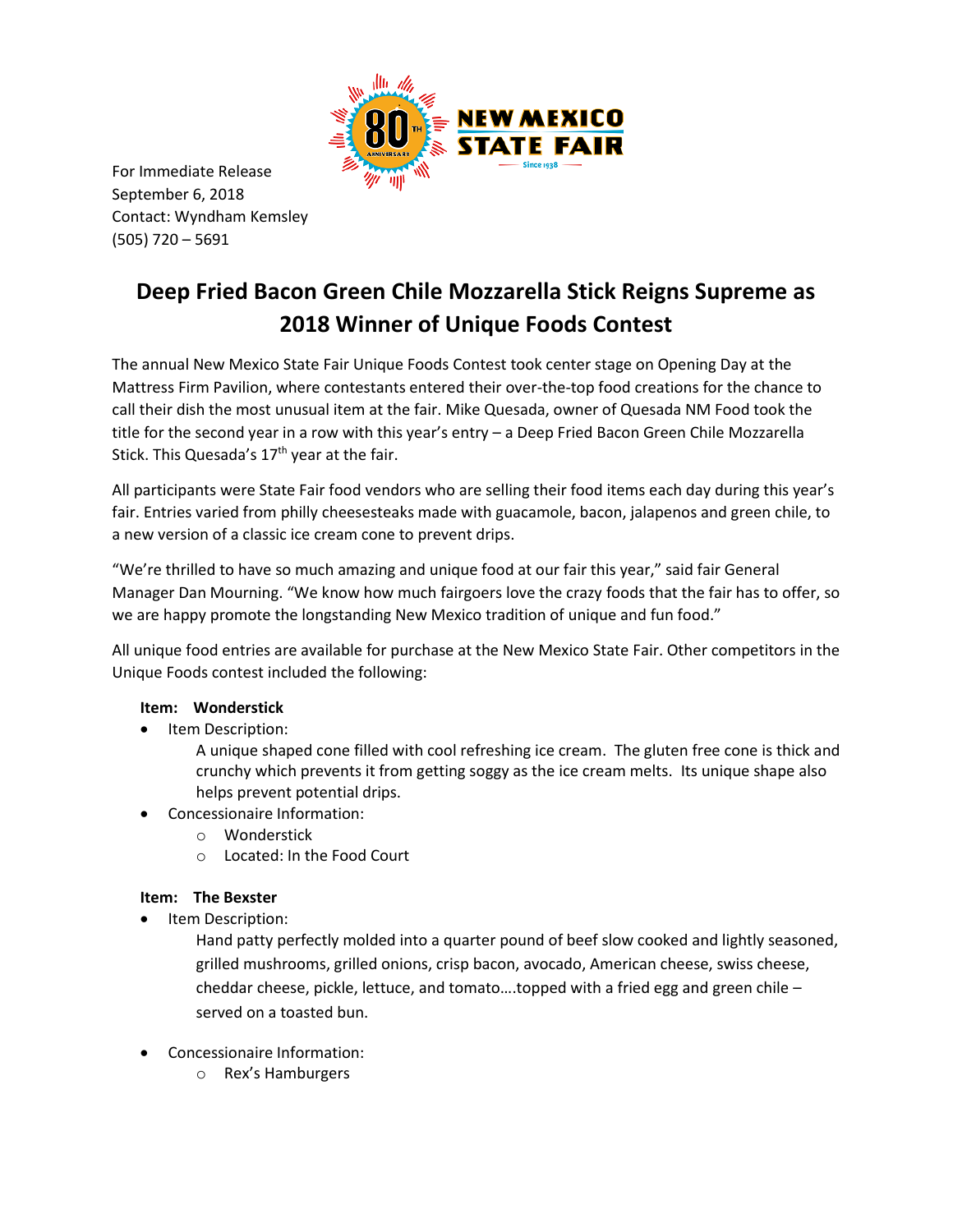For Immediate Release
September 6, 2018
Contact: Wyndham Kemsley
(505) 720 – 5691

# Deep Fried Bacon Green Chile Mozzarella Stick Reigns Supreme as 2018 Winner of Unique Foods Contest

The annual New Mexico State Fair Unique Foods Contest took center stage on Opening Day at the Mattress Firm Pavilion, where contestants entered their over-the-top food creations for the chance to call their dish the most unusual item at the fair. Mike Quesada, owner of Quesada NM Food took the title for the second year in a row with this year's entry – a Deep Fried Bacon Green Chile Mozzarella Stick. This Quesada's 17th year at the fair.

All participants were State Fair food vendors who are selling their food items each day during this year's fair. Entries varied from philly cheesesteaks made with guacamole, bacon, jalapenos and green chile, to a new version of a classic ice cream cone to prevent drips.

"We're thrilled to have so much amazing and unique food at our fair this year," said fair General Manager Dan Mourning. "We know how much fairgoers love the crazy foods that the fair has to offer, so we are happy promote the longstanding New Mexico tradition of unique and fun food."

All unique food entries are available for purchase at the New Mexico State Fair. Other competitors in the Unique Foods contest included the following:

**Item: Wonderstick**

- Item Description:
  A unique shaped cone filled with cool refreshing ice cream. The gluten free cone is thick and crunchy which prevents it from getting soggy as the ice cream melts. Its unique shape also helps prevent potential drips.
- Concessionaire Information:
  - Wonderstick
  - Located: In the Food Court

**Item: The Bexster**

- Item Description:
  Hand patty perfectly molded into a quarter pound of beef slow cooked and lightly seasoned, grilled mushrooms, grilled onions, crisp bacon, avocado, American cheese, swiss cheese, cheddar cheese, pickle, lettuce, and tomato….topped with a fried egg and green chile – served on a toasted bun.
- Concessionaire Information:
  - Rex's Hamburgers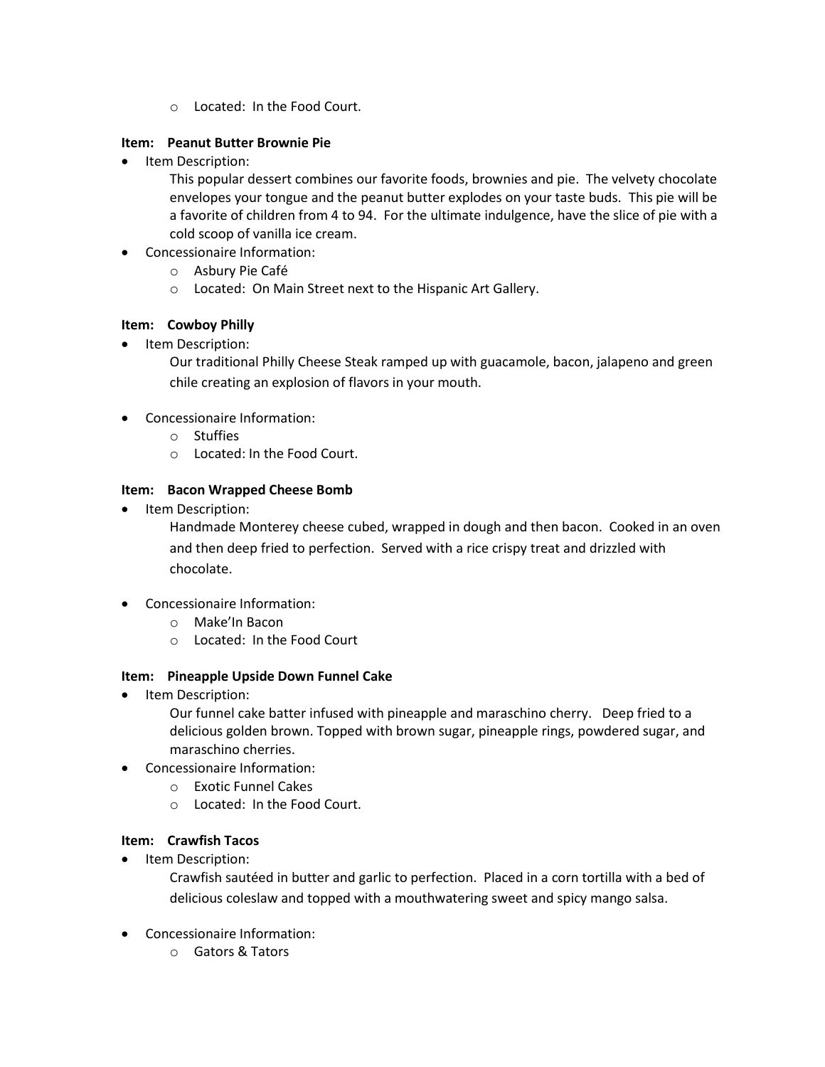- Located: In the Food Court.

**Item: Peanut Butter Brownie Pie**

- Item Description:

  This popular dessert combines our favorite foods, brownies and pie. The velvety chocolate envelopes your tongue and the peanut butter explodes on your taste buds. This pie will be a favorite of children from 4 to 94. For the ultimate indulgence, have the slice of pie with a cold scoop of vanilla ice cream.
- Concessionaire Information:
  - Asbury Pie Café
  - Located: On Main Street next to the Hispanic Art Gallery.

**Item: Cowboy Philly**

- Item Description:

  Our traditional Philly Cheese Steak ramped up with guacamole, bacon, jalapeno and green chile creating an explosion of flavors in your mouth.
- Concessionaire Information:
  - Stuffies
  - Located: In the Food Court.

**Item: Bacon Wrapped Cheese Bomb**

- Item Description:

  Handmade Monterey cheese cubed, wrapped in dough and then bacon. Cooked in an oven and then deep fried to perfection. Served with a rice crispy treat and drizzled with chocolate.
- Concessionaire Information:
  - Make'In Bacon
  - Located: In the Food Court

**Item: Pineapple Upside Down Funnel Cake**

- Item Description:

  Our funnel cake batter infused with pineapple and maraschino cherry. Deep fried to a delicious golden brown. Topped with brown sugar, pineapple rings, powdered sugar, and maraschino cherries.
- Concessionaire Information:
  - Exotic Funnel Cakes
  - Located: In the Food Court.

**Item: Crawfish Tacos**

- Item Description:

  Crawfish sautéed in butter and garlic to perfection. Placed in a corn tortilla with a bed of delicious coleslaw and topped with a mouthwatering sweet and spicy mango salsa.
- Concessionaire Information:
  - Gators & Tators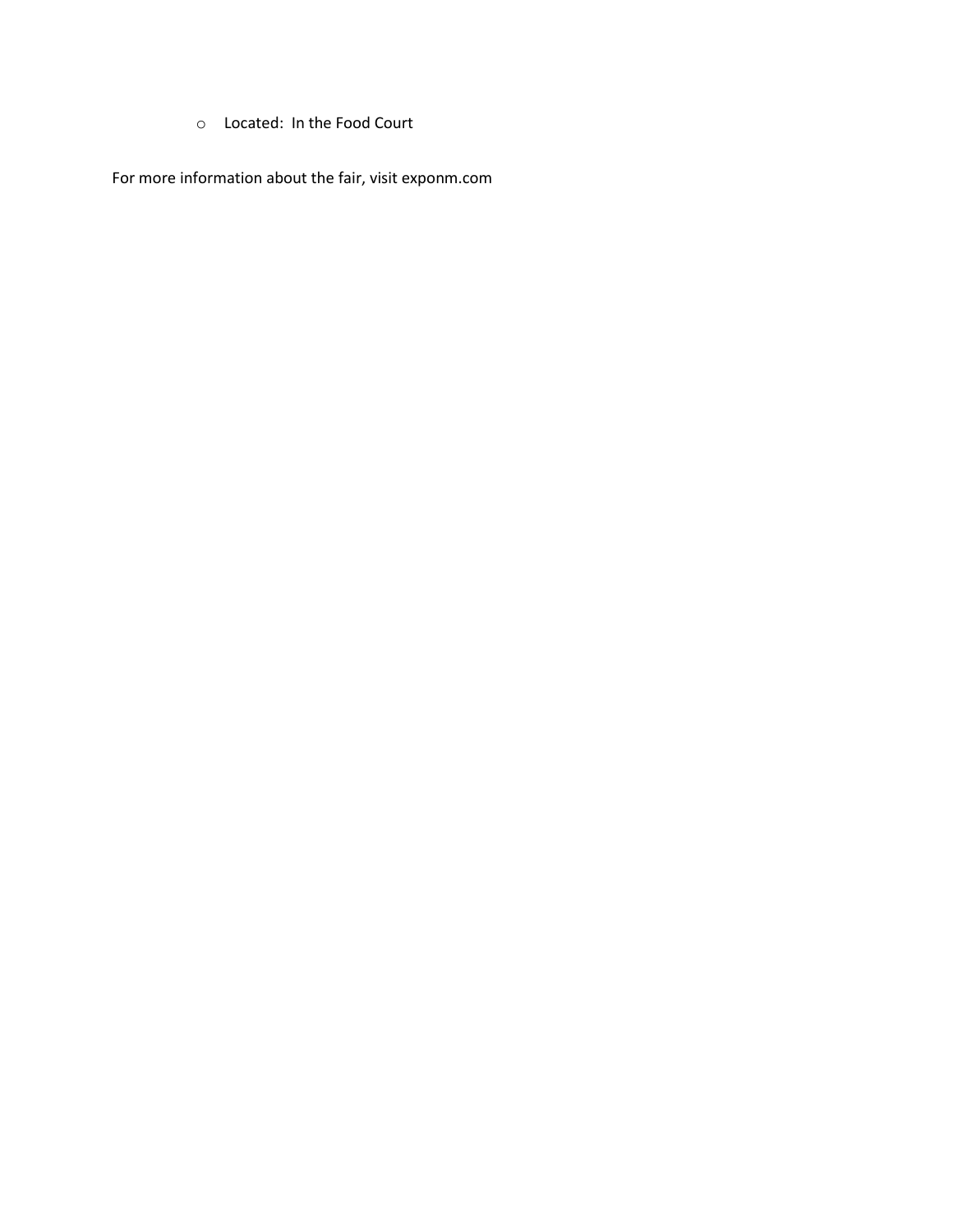- Located:  In the Food Court

For more information about the fair, visit exponm.com